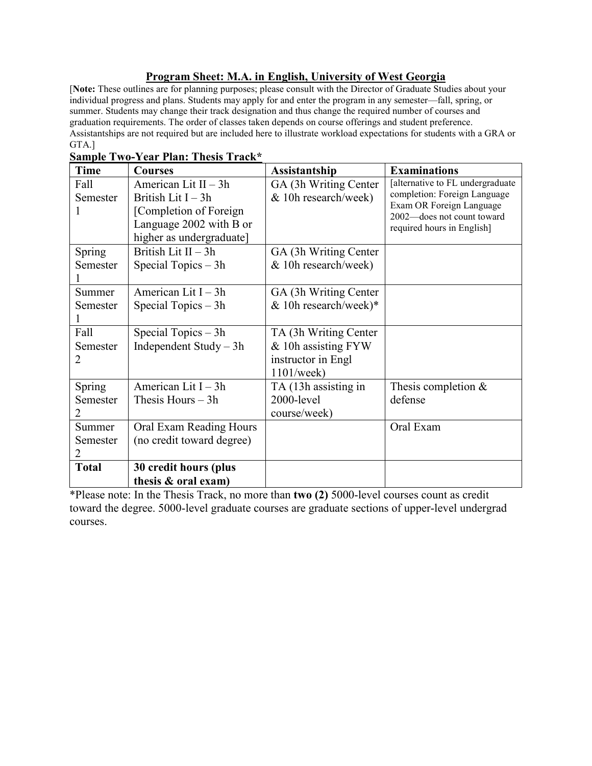# Program Sheet: M.A. in English, University of West Georgia

[**Note:** These outlines are for planning purposes; please consult with the Director of Graduate Studies about your individual progress and plans. Students may apply for and enter the program in any semester—fall, spring, or summer. Students may change their track designation and thus change the required number of courses and graduation requirements. The order of classes taken depends on course offerings and student preference. Assistantships are not required but are included here to illustrate workload expectations for students with a GRA or GTA.]

## Sample Two-Year Plan: Thesis Track*

| Time | Courses | Assistantship | Examinations |
|---|---|---|---|
| Fall Semester 1 | American Lit II – 3h<br>British Lit I – 3h<br>[Completion of Foreign Language 2002 with B or higher as undergraduate] | GA (3h Writing Center & 10h research/week) | [alternative to FL undergraduate completion: Foreign Language Exam OR Foreign Language 2002—does not count toward required hours in English] |
| Spring Semester 1 | British Lit II – 3h<br>Special Topics – 3h | GA (3h Writing Center & 10h research/week) | |
| Summer Semester 1 | American Lit I – 3h<br>Special Topics – 3h | GA (3h Writing Center & 10h research/week)* | |
| Fall Semester 2 | Special Topics – 3h<br>Independent Study – 3h | TA (3h Writing Center & 10h assisting FYW instructor in Engl 1101/week) | |
| Spring Semester 2 | American Lit I – 3h<br>Thesis Hours – 3h | TA (13h assisting in 2000-level course/week) | Thesis completion & defense |
| Summer Semester 2 | Oral Exam Reading Hours (no credit toward degree) | | Oral Exam |
| **Total** | **30 credit hours (plus thesis & oral exam)** | | |

*Please note: In the Thesis Track, no more than **two (2)** 5000-level courses count as credit toward the degree. 5000-level graduate courses are graduate sections of upper-level undergrad courses.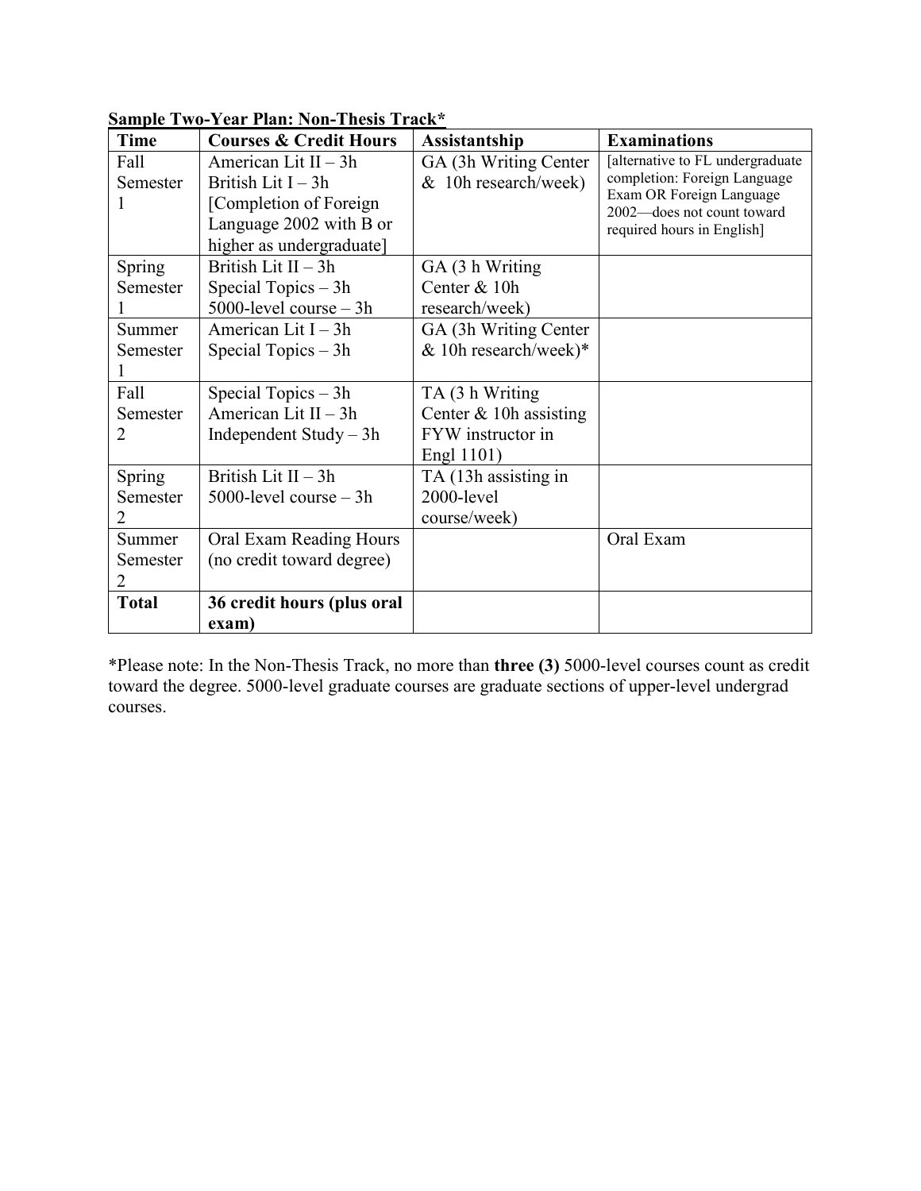**Sample Two-Year Plan: Non-Thesis Track***

| Time | Courses & Credit Hours | Assistantship | Examinations |
|---|---|---|---|
| Fall Semester 1 | American Lit II – 3h<br>British Lit I – 3h<br>[Completion of Foreign Language 2002 with B or higher as undergraduate] | GA (3h Writing Center & 10h research/week) | [alternative to FL undergraduate completion: Foreign Language Exam OR Foreign Language 2002—does not count toward required hours in English] |
| Spring Semester 1 | British Lit II – 3h<br>Special Topics – 3h<br>5000-level course – 3h | GA (3 h Writing Center & 10h research/week) | |
| Summer Semester 1 | American Lit I – 3h<br>Special Topics – 3h | GA (3h Writing Center & 10h research/week)* | |
| Fall Semester 2 | Special Topics – 3h<br>American Lit II – 3h<br>Independent Study – 3h | TA (3 h Writing Center & 10h assisting FYW instructor in Engl 1101) | |
| Spring Semester 2 | British Lit II – 3h<br>5000-level course – 3h | TA (13h assisting in 2000-level course/week) | |
| Summer Semester 2 | Oral Exam Reading Hours (no credit toward degree) | | Oral Exam |
| **Total** | **36 credit hours (plus oral exam)** | | |

*Please note: In the Non-Thesis Track, no more than **three (3)** 5000-level courses count as credit toward the degree. 5000-level graduate courses are graduate sections of upper-level undergrad courses.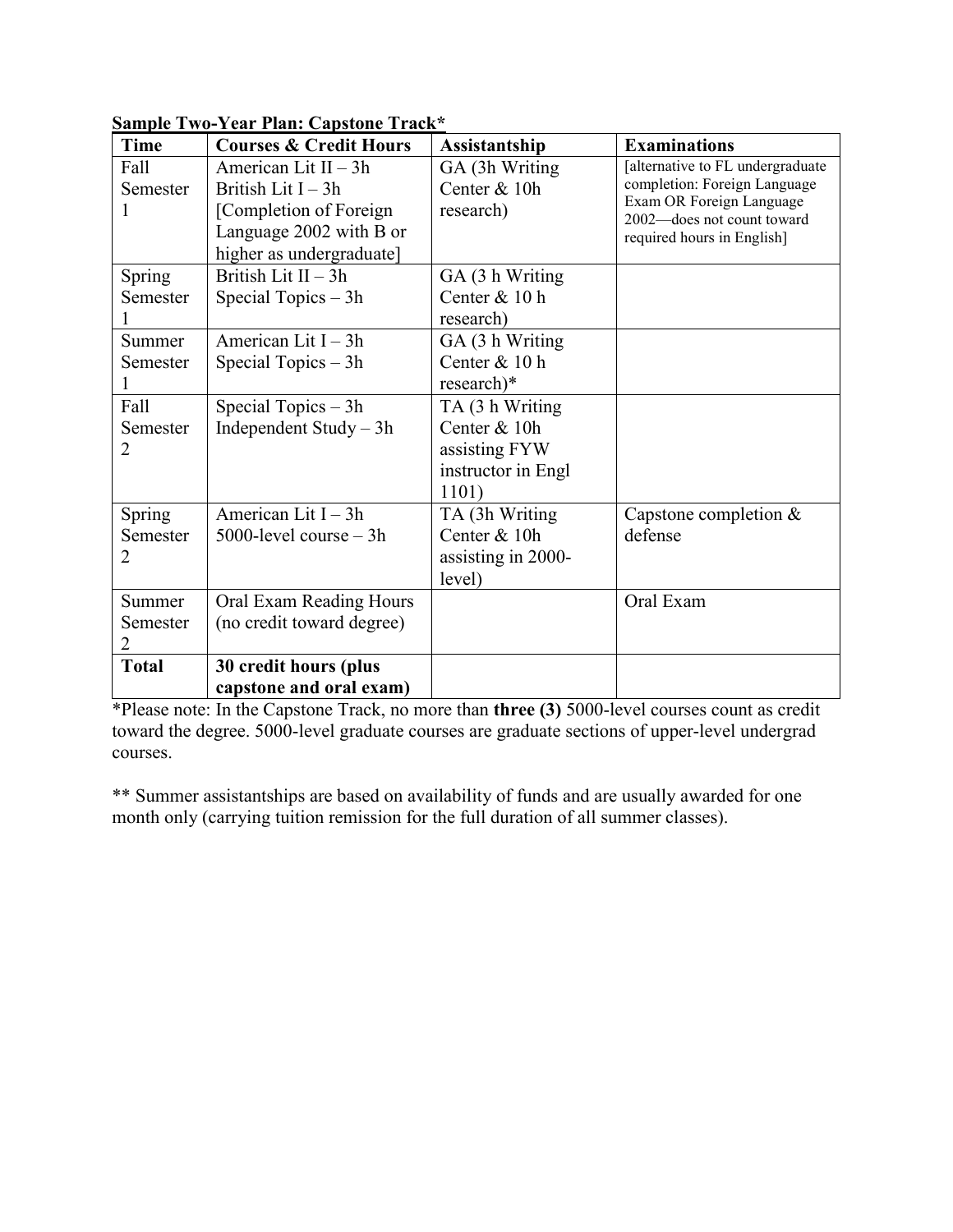**Sample Two-Year Plan: Capstone Track***

| Time | Courses & Credit Hours | Assistantship | Examinations |
|---|---|---|---|
| Fall Semester 1 | American Lit II – 3h<br>British Lit I – 3h<br>[Completion of Foreign Language 2002 with B or higher as undergraduate] | GA (3h Writing Center & 10h research) | [alternative to FL undergraduate completion: Foreign Language Exam OR Foreign Language 2002—does not count toward required hours in English] |
| Spring Semester 1 | British Lit II – 3h<br>Special Topics – 3h | GA (3 h Writing Center & 10 h research) | |
| Summer Semester 1 | American Lit I – 3h<br>Special Topics – 3h | GA (3 h Writing Center & 10 h research)* | |
| Fall Semester 2 | Special Topics – 3h<br>Independent Study – 3h | TA (3 h Writing Center & 10h assisting FYW instructor in Engl 1101) | |
| Spring Semester 2 | American Lit I – 3h<br>5000-level course – 3h | TA (3h Writing Center & 10h assisting in 2000-level) | Capstone completion & defense |
| Summer Semester 2 | Oral Exam Reading Hours (no credit toward degree) | | Oral Exam |
| **Total** | **30 credit hours (plus capstone and oral exam)** | | |

*Please note: In the Capstone Track, no more than **three (3)** 5000-level courses count as credit toward the degree. 5000-level graduate courses are graduate sections of upper-level undergrad courses.

** Summer assistantships are based on availability of funds and are usually awarded for one month only (carrying tuition remission for the full duration of all summer classes).